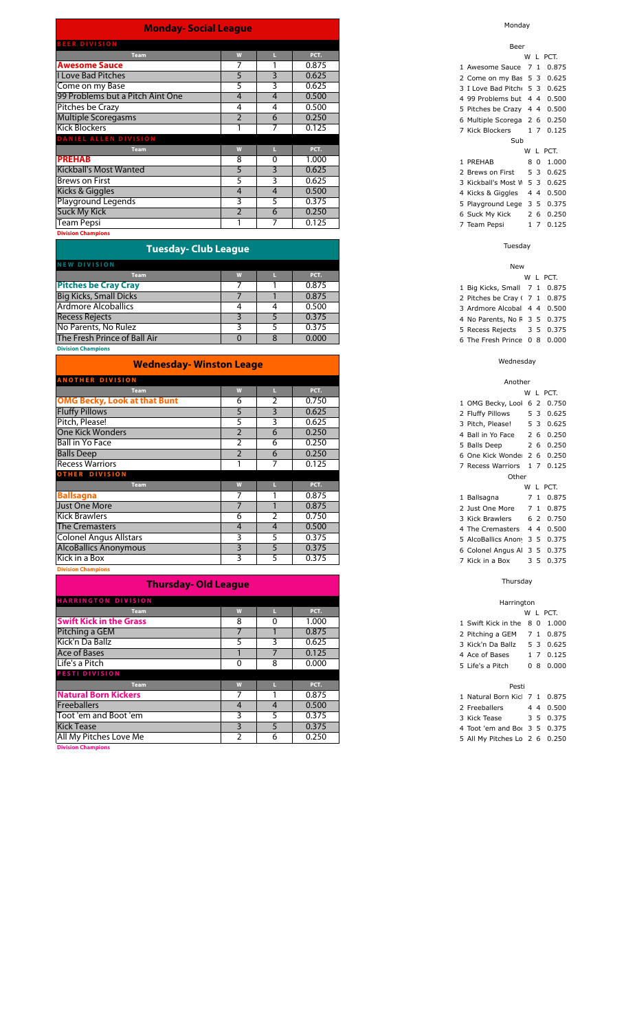## Monday- Social League

| Team | W | L | PCT. |
|---|---|---|---|
| **BEER DIVISION** | | | |
| **Awesome Sauce** | 7 | 1 | 0.875 |
| I Love Bad Pitches | 5 | 3 | 0.625 |
| Come on my Base | 5 | 3 | 0.625 |
| 99 Problems but a Pitch Aint One | 4 | 4 | 0.500 |
| Pitches be Crazy | 4 | 4 | 0.500 |
| Multiple Scoregasms | 2 | 6 | 0.250 |
| Kick Blockers | 1 | 7 | 0.125 |
| **DANIEL ALLEN DIVISION** | | | |
| **PREHAB** | 8 | 0 | 1.000 |
| Kickball's Most Wanted | 5 | 3 | 0.625 |
| Brews on First | 5 | 3 | 0.625 |
| Kicks & Giggles | 4 | 4 | 0.500 |
| Playground Legends | 3 | 5 | 0.375 |
| Suck My Kick | 2 | 6 | 0.250 |
| Team Pepsi | 1 | 7 | 0.125 |

**Division Champions**

## Tuesday- Club League

| Team | W | L | PCT. |
|---|---|---|---|
| **NEW DIVISION** | | | |
| **Pitches be Cray Cray** | 7 | 1 | 0.875 |
| Big Kicks, Small Dicks | 7 | 1 | 0.875 |
| Ardmore Alcoballics | 4 | 4 | 0.500 |
| Recess Rejects | 3 | 5 | 0.375 |
| No Parents, No Rulez | 3 | 5 | 0.375 |
| The Fresh Prince of Ball Air | 0 | 8 | 0.000 |

**Division Champions**

## Wednesday- Winston Leage

| Team | W | L | PCT. |
|---|---|---|---|
| **ANOTHER DIVISION** | | | |
| **OMG Becky, Look at that Bunt** | 6 | 2 | 0.750 |
| Fluffy Pillows | 5 | 3 | 0.625 |
| Pitch, Please! | 5 | 3 | 0.625 |
| One Kick Wonders | 2 | 6 | 0.250 |
| Ball in Yo Face | 2 | 6 | 0.250 |
| Balls Deep | 2 | 6 | 0.250 |
| Recess Warriors | 1 | 7 | 0.125 |
| **OTHER DIVISION** | | | |
| **Ballsagna** | 7 | 1 | 0.875 |
| Just One More | 7 | 1 | 0.875 |
| Kick Brawlers | 6 | 2 | 0.750 |
| The Cremasters | 4 | 4 | 0.500 |
| Colonel Angus Allstars | 3 | 5 | 0.375 |
| AlcoBallics Anonymous | 3 | 5 | 0.375 |
| Kick in a Box | 3 | 5 | 0.375 |

**Division Champions**

## Thursday- Old League

| Team | W | L | PCT. |
|---|---|---|---|
| **HARRINGTON DIVISION** | | | |
| **Swift Kick in the Grass** | 8 | 0 | 1.000 |
| Pitching a GEM | 7 | 1 | 0.875 |
| Kick'n Da Ballz | 5 | 3 | 0.625 |
| Ace of Bases | 1 | 7 | 0.125 |
| Life's a Pitch | 0 | 8 | 0.000 |
| **PESTI DIVISION** | | | |
| **Natural Born Kickers** | 7 | 1 | 0.875 |
| Freeballers | 4 | 4 | 0.500 |
| Toot 'em and Boot 'em | 3 | 5 | 0.375 |
| Kick Tease | 3 | 5 | 0.375 |
| All My Pitches Love Me | 2 | 6 | 0.250 |

**Division Champions**

Monday

Beer

| | Team | W | L | PCT. |
|---|---|---|---|---|
| 1 | Awesome Sauce | 7 | 1 | 0.875 |
| 2 | Come on my Bas | 5 | 3 | 0.625 |
| 3 | I Love Bad Pitch | 5 | 3 | 0.625 |
| 4 | 99 Problems but | 4 | 4 | 0.500 |
| 5 | Pitches be Crazy | 4 | 4 | 0.500 |
| 6 | Multiple Scorega | 2 | 6 | 0.250 |
| 7 | Kick Blockers | 1 | 7 | 0.125 |

Sub

| | Team | W | L | PCT. |
|---|---|---|---|---|
| 1 | PREHAB | 8 | 0 | 1.000 |
| 2 | Brews on First | 5 | 3 | 0.625 |
| 3 | Kickball's Most W | 5 | 3 | 0.625 |
| 4 | Kicks & Giggles | 4 | 4 | 0.500 |
| 5 | Playground Lege | 3 | 5 | 0.375 |
| 6 | Suck My Kick | 2 | 6 | 0.250 |
| 7 | Team Pepsi | 1 | 7 | 0.125 |

Tuesday

New

| | Team | W | L | PCT. |
|---|---|---|---|---|
| 1 | Big Kicks, Small | 7 | 1 | 0.875 |
| 2 | Pitches be Cray ( | 7 | 1 | 0.875 |
| 3 | Ardmore Alcobal | 4 | 4 | 0.500 |
| 4 | No Parents, No F | 3 | 5 | 0.375 |
| 5 | Recess Rejects | 3 | 5 | 0.375 |
| 6 | The Fresh Prince | 0 | 8 | 0.000 |

Wednesday

Another

| | Team | W | L | PCT. |
|---|---|---|---|---|
| 1 | OMG Becky, Lool | 6 | 2 | 0.750 |
| 2 | Fluffy Pillows | 5 | 3 | 0.625 |
| 3 | Pitch, Please! | 5 | 3 | 0.625 |
| 4 | Ball in Yo Face | 2 | 6 | 0.250 |
| 5 | Balls Deep | 2 | 6 | 0.250 |
| 6 | One Kick Wonde | 2 | 6 | 0.250 |
| 7 | Recess Warriors | 1 | 7 | 0.125 |

Other

| | Team | W | L | PCT. |
|---|---|---|---|---|
| 1 | Ballsagna | 7 | 1 | 0.875 |
| 2 | Just One More | 7 | 1 | 0.875 |
| 3 | Kick Brawlers | 6 | 2 | 0.750 |
| 4 | The Cremasters | 4 | 4 | 0.500 |
| 5 | AlcoBallics Anon | 3 | 5 | 0.375 |
| 6 | Colonel Angus Al | 3 | 5 | 0.375 |
| 7 | Kick in a Box | 3 | 5 | 0.375 |

Thursday

Harrington

| | Team | W | L | PCT. |
|---|---|---|---|---|
| 1 | Swift Kick in the | 8 | 0 | 1.000 |
| 2 | Pitching a GEM | 7 | 1 | 0.875 |
| 3 | Kick'n Da Ballz | 5 | 3 | 0.625 |
| 4 | Ace of Bases | 1 | 7 | 0.125 |
| 5 | Life's a Pitch | 0 | 8 | 0.000 |

Pesti

| | Team | W | L | PCT. |
|---|---|---|---|---|
| 1 | Natural Born Kicl | 7 | 1 | 0.875 |
| 2 | Freeballers | 4 | 4 | 0.500 |
| 3 | Kick Tease | 3 | 5 | 0.375 |
| 4 | Toot 'em and Boo | 3 | 5 | 0.375 |
| 5 | All My Pitches Lo | 2 | 6 | 0.250 |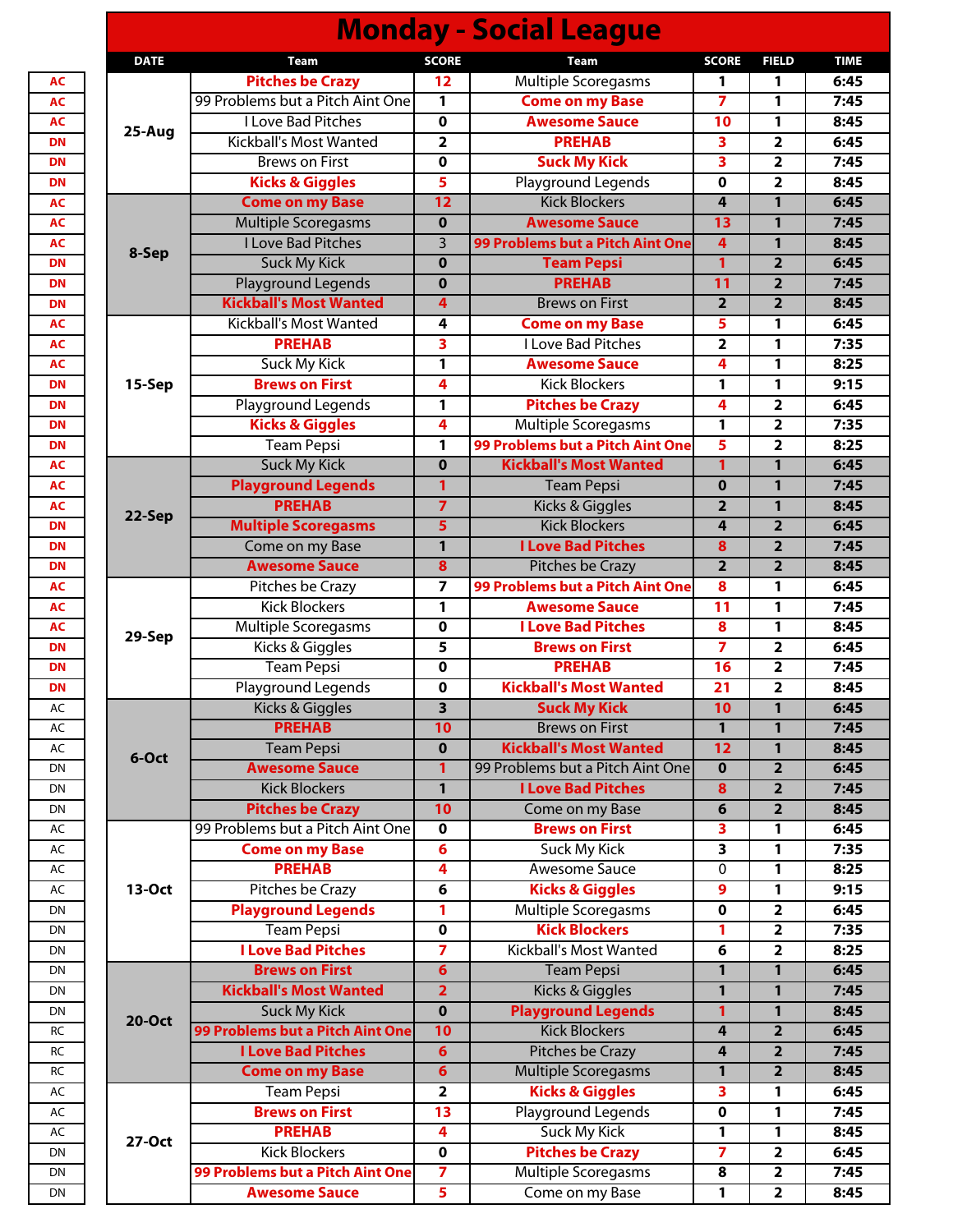# Monday - Social League

| | DATE | Team | SCORE | Team | SCORE | FIELD | TIME |
|---|---|---|---|---|---|---|---|
| AC | 25-Aug | **Pitches be Crazy** | **12** | Multiple Scoregasms | 1 | 1 | 6:45 |
| AC | | 99 Problems but a Pitch Aint One | 1 | **Come on my Base** | **7** | 1 | 7:45 |
| AC | | I Love Bad Pitches | 0 | **Awesome Sauce** | **10** | 1 | 8:45 |
| DN | | Kickball's Most Wanted | 2 | **PREHAB** | **3** | 2 | 6:45 |
| DN | | Brews on First | 0 | **Suck My Kick** | **3** | 2 | 7:45 |
| DN | | **Kicks & Giggles** | **5** | Playground Legends | 0 | 2 | 8:45 |
| AC | 8-Sep | **Come on my Base** | **12** | Kick Blockers | 4 | 1 | 6:45 |
| AC | | Multiple Scoregasms | 0 | **Awesome Sauce** | **13** | 1 | 7:45 |
| AC | | I Love Bad Pitches | 3 | **99 Problems but a Pitch Aint One** | **4** | 1 | 8:45 |
| DN | | Suck My Kick | 0 | **Team Pepsi** | **1** | 2 | 6:45 |
| DN | | Playground Legends | 0 | **PREHAB** | **11** | 2 | 7:45 |
| DN | | **Kickball's Most Wanted** | **4** | Brews on First | 2 | 2 | 8:45 |
| AC | 15-Sep | Kickball's Most Wanted | 4 | **Come on my Base** | **5** | 1 | 6:45 |
| AC | | **PREHAB** | **3** | I Love Bad Pitches | 2 | 1 | 7:35 |
| AC | | Suck My Kick | 1 | **Awesome Sauce** | **4** | 1 | 8:25 |
| DN | | **Brews on First** | **4** | Kick Blockers | 1 | 1 | 9:15 |
| DN | | Playground Legends | 1 | **Pitches be Crazy** | **4** | 2 | 6:45 |
| DN | | **Kicks & Giggles** | **4** | Multiple Scoregasms | 1 | 2 | 7:35 |
| DN | | Team Pepsi | 1 | **99 Problems but a Pitch Aint One** | **5** | 2 | 8:25 |
| AC | 22-Sep | Suck My Kick | 0 | **Kickball's Most Wanted** | **1** | 1 | 6:45 |
| AC | | **Playground Legends** | **1** | Team Pepsi | 0 | 1 | 7:45 |
| AC | | **PREHAB** | **7** | Kicks & Giggles | 2 | 1 | 8:45 |
| DN | | **Multiple Scoregasms** | **5** | Kick Blockers | 4 | 2 | 6:45 |
| DN | | Come on my Base | 1 | **I Love Bad Pitches** | **8** | 2 | 7:45 |
| DN | | **Awesome Sauce** | **8** | Pitches be Crazy | 2 | 2 | 8:45 |
| AC | 29-Sep | Pitches be Crazy | 7 | **99 Problems but a Pitch Aint One** | **8** | 1 | 6:45 |
| AC | | Kick Blockers | 1 | **Awesome Sauce** | **11** | 1 | 7:45 |
| AC | | Multiple Scoregasms | 0 | **I Love Bad Pitches** | **8** | 1 | 8:45 |
| DN | | Kicks & Giggles | 5 | **Brews on First** | **7** | 2 | 6:45 |
| DN | | Team Pepsi | 0 | **PREHAB** | **16** | 2 | 7:45 |
| DN | | Playground Legends | 0 | **Kickball's Most Wanted** | **21** | 2 | 8:45 |
| AC | 6-Oct | Kicks & Giggles | 3 | **Suck My Kick** | **10** | 1 | 6:45 |
| AC | | **PREHAB** | **10** | Brews on First | 1 | 1 | 7:45 |
| AC | | Team Pepsi | 0 | **Kickball's Most Wanted** | **12** | 1 | 8:45 |
| DN | | **Awesome Sauce** | **1** | 99 Problems but a Pitch Aint One | 0 | 2 | 6:45 |
| DN | | Kick Blockers | 1 | **I Love Bad Pitches** | **8** | 2 | 7:45 |
| DN | | **Pitches be Crazy** | **10** | Come on my Base | 6 | 2 | 8:45 |
| AC | 13-Oct | 99 Problems but a Pitch Aint One | 0 | **Brews on First** | **3** | 1 | 6:45 |
| AC | | **Come on my Base** | **6** | Suck My Kick | 3 | 1 | 7:35 |
| AC | | **PREHAB** | **4** | Awesome Sauce | 0 | 1 | 8:25 |
| AC | | Pitches be Crazy | 6 | **Kicks & Giggles** | **9** | 1 | 9:15 |
| DN | | **Playground Legends** | **1** | Multiple Scoregasms | 0 | 2 | 6:45 |
| DN | | Team Pepsi | 0 | **Kick Blockers** | **1** | 2 | 7:35 |
| DN | | **I Love Bad Pitches** | **7** | Kickball's Most Wanted | 6 | 2 | 8:25 |
| DN | 20-Oct | **Brews on First** | **6** | Team Pepsi | 1 | 1 | 6:45 |
| DN | | **Kickball's Most Wanted** | **2** | Kicks & Giggles | 1 | 1 | 7:45 |
| DN | | Suck My Kick | 0 | **Playground Legends** | **1** | 1 | 8:45 |
| RC | | **99 Problems but a Pitch Aint One** | **10** | Kick Blockers | 4 | 2 | 6:45 |
| RC | | **I Love Bad Pitches** | **6** | Pitches be Crazy | 4 | 2 | 7:45 |
| RC | | **Come on my Base** | **6** | Multiple Scoregasms | 1 | 2 | 8:45 |
| AC | 27-Oct | Team Pepsi | 2 | **Kicks & Giggles** | **3** | 1 | 6:45 |
| AC | | **Brews on First** | **13** | Playground Legends | 0 | 1 | 7:45 |
| AC | | **PREHAB** | **4** | Suck My Kick | 1 | 1 | 8:45 |
| DN | | Kick Blockers | 0 | **Pitches be Crazy** | **7** | 2 | 6:45 |
| DN | | **99 Problems but a Pitch Aint One** | **7** | Multiple Scoregasms | 8 | 2 | 7:45 |
| DN | | **Awesome Sauce** | **5** | Come on my Base | 1 | 2 | 8:45 |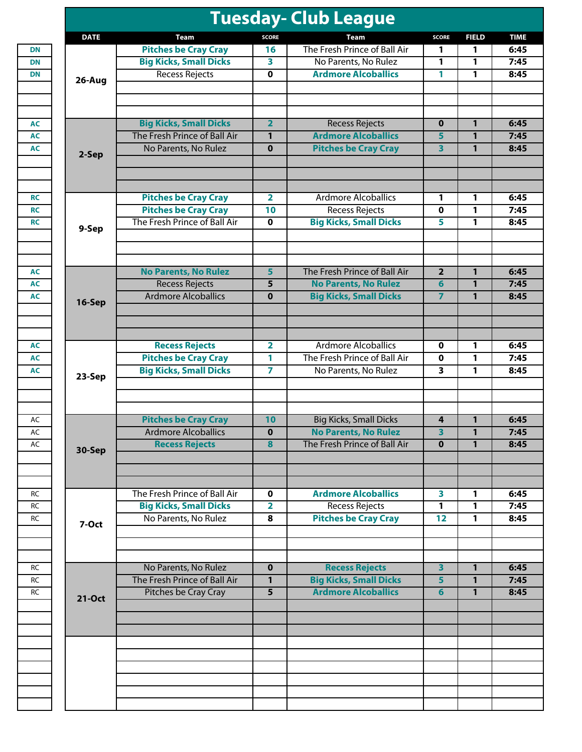# Tuesday- Club League

| | DATE | Team | SCORE | Team | SCORE | FIELD | TIME |
|---|---|---|---|---|---|---|---|
| DN | 26-Aug | **Pitches be Cray Cray** | **16** | The Fresh Prince of Ball Air | 1 | 1 | 6:45 |
| DN | | **Big Kicks, Small Dicks** | **3** | No Parents, No Rulez | 1 | 1 | 7:45 |
| DN | | Recess Rejects | 0 | **Ardmore Alcoballics** | **1** | 1 | 8:45 |
| AC | 2-Sep | **Big Kicks, Small Dicks** | **2** | Recess Rejects | 0 | 1 | 6:45 |
| AC | | The Fresh Prince of Ball Air | 1 | **Ardmore Alcoballics** | **5** | 1 | 7:45 |
| AC | | No Parents, No Rulez | 0 | **Pitches be Cray Cray** | **3** | 1 | 8:45 |
| RC | 9-Sep | **Pitches be Cray Cray** | **2** | Ardmore Alcoballics | 1 | 1 | 6:45 |
| RC | | **Pitches be Cray Cray** | **10** | Recess Rejects | 0 | 1 | 7:45 |
| RC | | The Fresh Prince of Ball Air | 0 | **Big Kicks, Small Dicks** | **5** | 1 | 8:45 |
| AC | 16-Sep | **No Parents, No Rulez** | **5** | The Fresh Prince of Ball Air | 2 | 1 | 6:45 |
| AC | | Recess Rejects | 5 | **No Parents, No Rulez** | **6** | 1 | 7:45 |
| AC | | Ardmore Alcoballics | 0 | **Big Kicks, Small Dicks** | **7** | 1 | 8:45 |
| AC | 23-Sep | **Recess Rejects** | **2** | Ardmore Alcoballics | 0 | 1 | 6:45 |
| AC | | **Pitches be Cray Cray** | **1** | The Fresh Prince of Ball Air | 0 | 1 | 7:45 |
| AC | | **Big Kicks, Small Dicks** | **7** | No Parents, No Rulez | 3 | 1 | 8:45 |
| AC | 30-Sep | **Pitches be Cray Cray** | **10** | Big Kicks, Small Dicks | 4 | 1 | 6:45 |
| AC | | Ardmore Alcoballics | 0 | **No Parents, No Rulez** | **3** | 1 | 7:45 |
| AC | | **Recess Rejects** | **8** | The Fresh Prince of Ball Air | 0 | 1 | 8:45 |
| RC | 7-Oct | The Fresh Prince of Ball Air | 0 | **Ardmore Alcoballics** | **3** | 1 | 6:45 |
| RC | | **Big Kicks, Small Dicks** | **2** | Recess Rejects | 1 | 1 | 7:45 |
| RC | | No Parents, No Rulez | 8 | **Pitches be Cray Cray** | **12** | 1 | 8:45 |
| RC | 21-Oct | No Parents, No Rulez | 0 | **Recess Rejects** | **3** | 1 | 6:45 |
| RC | | The Fresh Prince of Ball Air | 1 | **Big Kicks, Small Dicks** | **5** | 1 | 7:45 |
| RC | | Pitches be Cray Cray | 5 | **Ardmore Alcoballics** | **6** | 1 | 8:45 |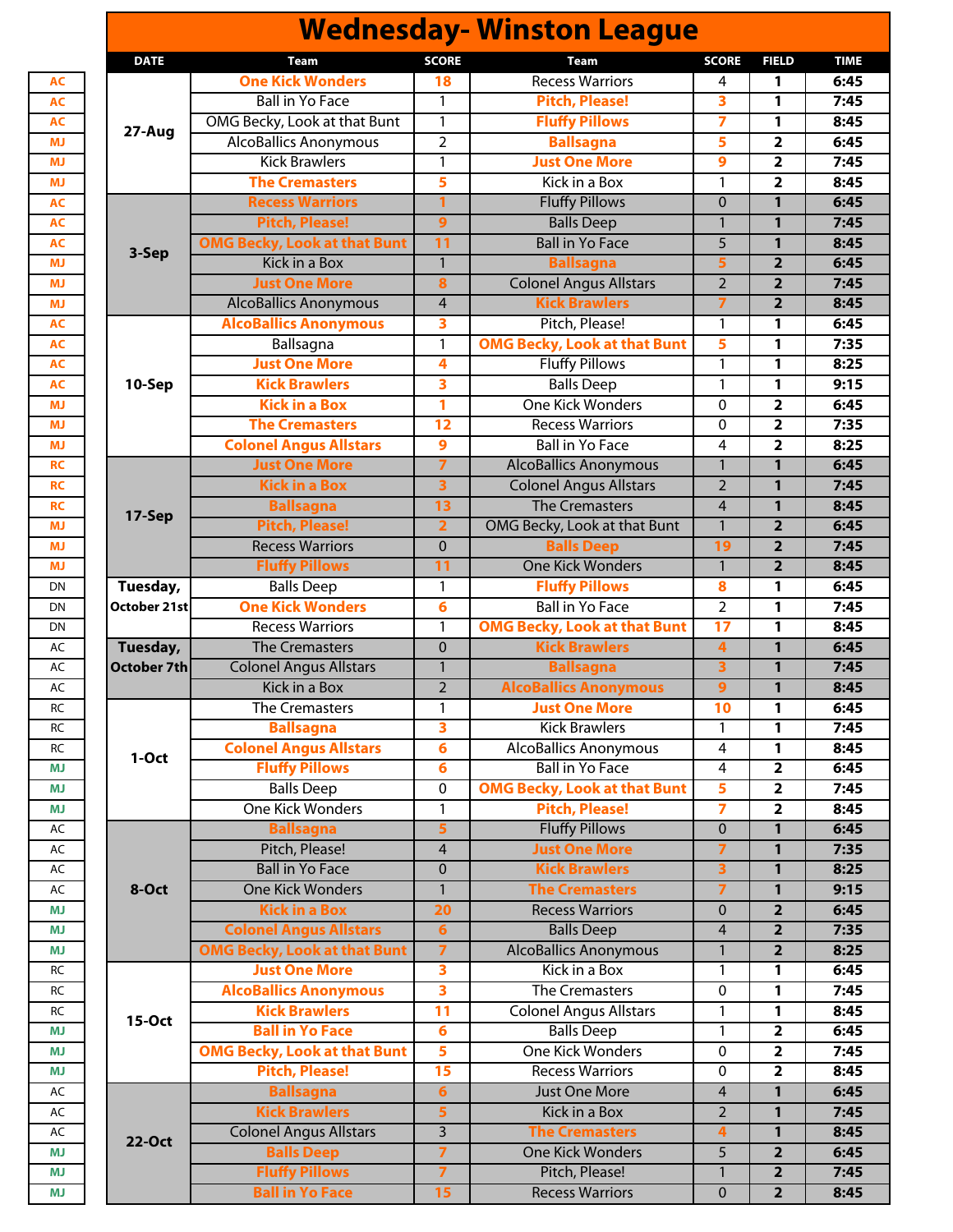# Wednesday- Winston League

| | DATE | Team | SCORE | Team | SCORE | FIELD | TIME |
|---|---|---|---|---|---|---|---|
| AC | 27-Aug | **One Kick Wonders** | **18** | Recess Warriors | 4 | 1 | 6:45 |
| AC | | Ball in Yo Face | 1 | **Pitch, Please!** | **3** | 1 | 7:45 |
| AC | | OMG Becky, Look at that Bunt | 1 | **Fluffy Pillows** | **7** | 1 | 8:45 |
| MJ | | AlcoBallics Anonymous | 2 | **Ballsagna** | **5** | 2 | 6:45 |
| MJ | | Kick Brawlers | 1 | **Just One More** | **9** | 2 | 7:45 |
| MJ | | **The Cremasters** | **5** | Kick in a Box | 1 | 2 | 8:45 |
| AC | 3-Sep | **Recess Warriors** | **1** | Fluffy Pillows | 0 | 1 | 6:45 |
| AC | | **Pitch, Please!** | **9** | Balls Deep | 1 | 1 | 7:45 |
| AC | | **OMG Becky, Look at that Bunt** | **11** | Ball in Yo Face | 5 | 1 | 8:45 |
| MJ | | Kick in a Box | 1 | **Ballsagna** | **5** | 2 | 6:45 |
| MJ | | **Just One More** | **8** | Colonel Angus Allstars | 2 | 2 | 7:45 |
| MJ | | AlcoBallics Anonymous | 4 | **Kick Brawlers** | **7** | 2 | 8:45 |
| AC | 10-Sep | **AlcoBallics Anonymous** | **3** | Pitch, Please! | 1 | 1 | 6:45 |
| AC | | Ballsagna | 1 | **OMG Becky, Look at that Bunt** | **5** | 1 | 7:35 |
| AC | | **Just One More** | **4** | Fluffy Pillows | 1 | 1 | 8:25 |
| AC | | **Kick Brawlers** | **3** | Balls Deep | 1 | 1 | 9:15 |
| MJ | | **Kick in a Box** | **1** | One Kick Wonders | 0 | 2 | 6:45 |
| MJ | | **The Cremasters** | **12** | Recess Warriors | 0 | 2 | 7:35 |
| MJ | | **Colonel Angus Allstars** | **9** | Ball in Yo Face | 4 | 2 | 8:25 |
| RC | 17-Sep | **Just One More** | **7** | AlcoBallics Anonymous | 1 | 1 | 6:45 |
| RC | | **Kick in a Box** | **3** | Colonel Angus Allstars | 2 | 1 | 7:45 |
| RC | | **Ballsagna** | **13** | The Cremasters | 4 | 1 | 8:45 |
| MJ | | **Pitch, Please!** | **2** | OMG Becky, Look at that Bunt | 1 | 2 | 6:45 |
| MJ | | Recess Warriors | 0 | **Balls Deep** | **19** | 2 | 7:45 |
| MJ | | **Fluffy Pillows** | **11** | One Kick Wonders | 1 | 2 | 8:45 |
| DN | Tuesday, October 21st | Balls Deep | 1 | **Fluffy Pillows** | **8** | 1 | 6:45 |
| DN | | **One Kick Wonders** | **6** | Ball in Yo Face | 2 | 1 | 7:45 |
| DN | | Recess Warriors | 1 | **OMG Becky, Look at that Bunt** | **17** | 1 | 8:45 |
| AC | Tuesday, October 7th | The Cremasters | 0 | **Kick Brawlers** | **4** | 1 | 6:45 |
| AC | | Colonel Angus Allstars | 1 | **Ballsagna** | **3** | 1 | 7:45 |
| AC | | Kick in a Box | 2 | **AlcoBallics Anonymous** | **9** | 1 | 8:45 |
| RC | 1-Oct | The Cremasters | 1 | **Just One More** | **10** | 1 | 6:45 |
| RC | | **Ballsagna** | **3** | Kick Brawlers | 1 | 1 | 7:45 |
| RC | | **Colonel Angus Allstars** | **6** | AlcoBallics Anonymous | 4 | 1 | 8:45 |
| MJ | | **Fluffy Pillows** | **6** | Ball in Yo Face | 4 | 2 | 6:45 |
| MJ | | Balls Deep | 0 | **OMG Becky, Look at that Bunt** | **5** | 2 | 7:45 |
| MJ | | One Kick Wonders | 1 | **Pitch, Please!** | **7** | 2 | 8:45 |
| AC | 8-Oct | **Ballsagna** | **5** | Fluffy Pillows | 0 | 1 | 6:45 |
| AC | | Pitch, Please! | 4 | **Just One More** | **7** | 1 | 7:35 |
| AC | | Ball in Yo Face | 0 | **Kick Brawlers** | **3** | 1 | 8:25 |
| AC | | One Kick Wonders | 1 | **The Cremasters** | **7** | 1 | 9:15 |
| MJ | | **Kick in a Box** | **20** | Recess Warriors | 0 | 2 | 6:45 |
| MJ | | **Colonel Angus Allstars** | **6** | Balls Deep | 4 | 2 | 7:35 |
| MJ | | **OMG Becky, Look at that Bunt** | **7** | AlcoBallics Anonymous | 1 | 2 | 8:25 |
| RC | 15-Oct | **Just One More** | **3** | Kick in a Box | 1 | 1 | 6:45 |
| RC | | **AlcoBallics Anonymous** | **3** | The Cremasters | 0 | 1 | 7:45 |
| RC | | **Kick Brawlers** | **11** | Colonel Angus Allstars | 1 | 1 | 8:45 |
| MJ | | **Ball in Yo Face** | **6** | Balls Deep | 1 | 2 | 6:45 |
| MJ | | **OMG Becky, Look at that Bunt** | **5** | One Kick Wonders | 0 | 2 | 7:45 |
| MJ | | **Pitch, Please!** | **15** | Recess Warriors | 0 | 2 | 8:45 |
| AC | 22-Oct | **Ballsagna** | **6** | Just One More | 4 | 1 | 6:45 |
| AC | | **Kick Brawlers** | **5** | Kick in a Box | 2 | 1 | 7:45 |
| AC | | Colonel Angus Allstars | 3 | **The Cremasters** | **4** | 1 | 8:45 |
| MJ | | **Balls Deep** | **7** | One Kick Wonders | 5 | 2 | 6:45 |
| MJ | | **Fluffy Pillows** | **7** | Pitch, Please! | 1 | 2 | 7:45 |
| MJ | | **Ball in Yo Face** | **15** | Recess Warriors | 0 | 2 | 8:45 |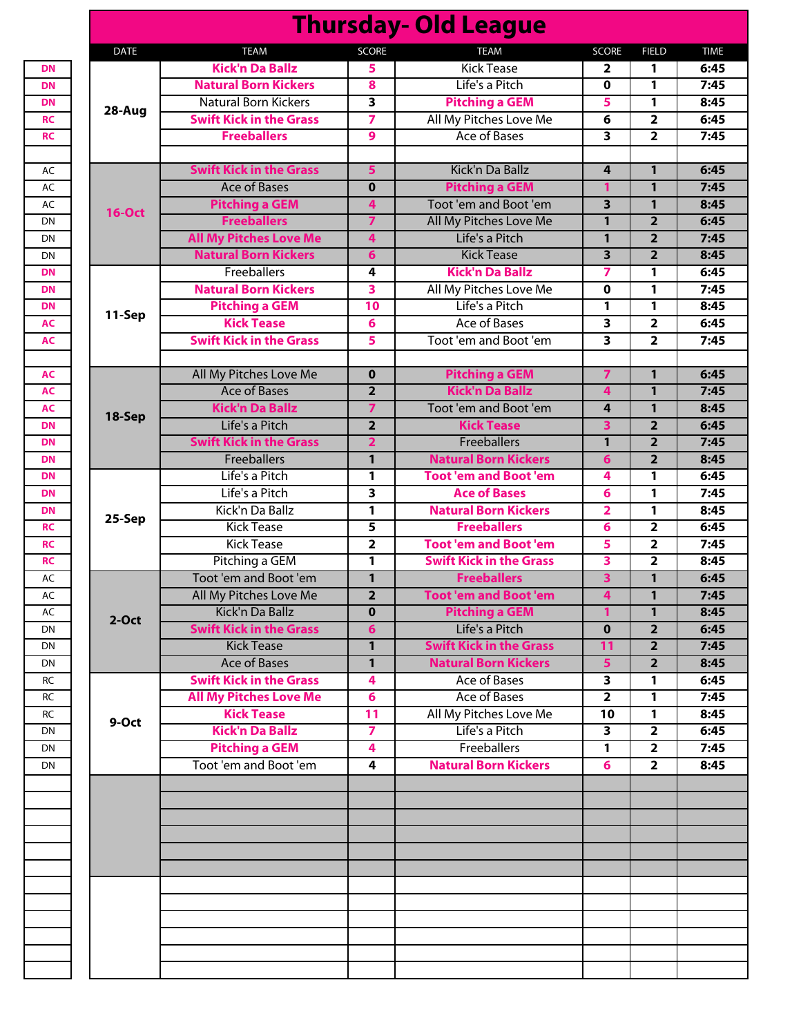# Thursday- Old League

| | DATE | TEAM | SCORE | TEAM | SCORE | FIELD | TIME |
|---|---|---|---|---|---|---|---|
| DN | 28-Aug | Kick'n Da Ballz | 5 | Kick Tease | 2 | 1 | 6:45 |
| DN | | Natural Born Kickers | 8 | Life's a Pitch | 0 | 1 | 7:45 |
| DN | | Natural Born Kickers | 3 | Pitching a GEM | 5 | 1 | 8:45 |
| RC | | Swift Kick in the Grass | 7 | All My Pitches Love Me | 6 | 2 | 6:45 |
| RC | | Freeballers | 9 | Ace of Bases | 3 | 2 | 7:45 |
| | | | | | | | |
| AC | 16-Oct | Swift Kick in the Grass | 5 | Kick'n Da Ballz | 4 | 1 | 6:45 |
| AC | | Ace of Bases | 0 | Pitching a GEM | 1 | 1 | 7:45 |
| AC | | Pitching a GEM | 4 | Toot 'em and Boot 'em | 3 | 1 | 8:45 |
| DN | | Freeballers | 7 | All My Pitches Love Me | 1 | 2 | 6:45 |
| DN | | All My Pitches Love Me | 4 | Life's a Pitch | 1 | 2 | 7:45 |
| DN | | Natural Born Kickers | 6 | Kick Tease | 3 | 2 | 8:45 |
| DN | 11-Sep | Freeballers | 4 | Kick'n Da Ballz | 7 | 1 | 6:45 |
| DN | | Natural Born Kickers | 3 | All My Pitches Love Me | 0 | 1 | 7:45 |
| DN | | Pitching a GEM | 10 | Life's a Pitch | 1 | 1 | 8:45 |
| AC | | Kick Tease | 6 | Ace of Bases | 3 | 2 | 6:45 |
| AC | | Swift Kick in the Grass | 5 | Toot 'em and Boot 'em | 3 | 2 | 7:45 |
| | | | | | | | |
| AC | 18-Sep | All My Pitches Love Me | 0 | Pitching a GEM | 7 | 1 | 6:45 |
| AC | | Ace of Bases | 2 | Kick'n Da Ballz | 4 | 1 | 7:45 |
| AC | | Kick'n Da Ballz | 7 | Toot 'em and Boot 'em | 4 | 1 | 8:45 |
| DN | | Life's a Pitch | 2 | Kick Tease | 3 | 2 | 6:45 |
| DN | | Swift Kick in the Grass | 2 | Freeballers | 1 | 2 | 7:45 |
| DN | | Freeballers | 1 | Natural Born Kickers | 6 | 2 | 8:45 |
| DN | 25-Sep | Life's a Pitch | 1 | Toot 'em and Boot 'em | 4 | 1 | 6:45 |
| DN | | Life's a Pitch | 3 | Ace of Bases | 6 | 1 | 7:45 |
| DN | | Kick'n Da Ballz | 1 | Natural Born Kickers | 2 | 1 | 8:45 |
| RC | | Kick Tease | 5 | Freeballers | 6 | 2 | 6:45 |
| RC | | Kick Tease | 2 | Toot 'em and Boot 'em | 5 | 2 | 7:45 |
| RC | | Pitching a GEM | 1 | Swift Kick in the Grass | 3 | 2 | 8:45 |
| AC | 2-Oct | Toot 'em and Boot 'em | 1 | Freeballers | 3 | 1 | 6:45 |
| AC | | All My Pitches Love Me | 2 | Toot 'em and Boot 'em | 4 | 1 | 7:45 |
| AC | | Kick'n Da Ballz | 0 | Pitching a GEM | 1 | 1 | 8:45 |
| DN | | Swift Kick in the Grass | 6 | Life's a Pitch | 0 | 2 | 6:45 |
| DN | | Kick Tease | 1 | Swift Kick in the Grass | 11 | 2 | 7:45 |
| DN | | Ace of Bases | 1 | Natural Born Kickers | 5 | 2 | 8:45 |
| RC | 9-Oct | Swift Kick in the Grass | 4 | Ace of Bases | 3 | 1 | 6:45 |
| RC | | All My Pitches Love Me | 6 | Ace of Bases | 2 | 1 | 7:45 |
| RC | | Kick Tease | 11 | All My Pitches Love Me | 10 | 1 | 8:45 |
| DN | | Kick'n Da Ballz | 7 | Life's a Pitch | 3 | 2 | 6:45 |
| DN | | Pitching a GEM | 4 | Freeballers | 1 | 2 | 7:45 |
| DN | | Toot 'em and Boot 'em | 4 | Natural Born Kickers | 6 | 2 | 8:45 |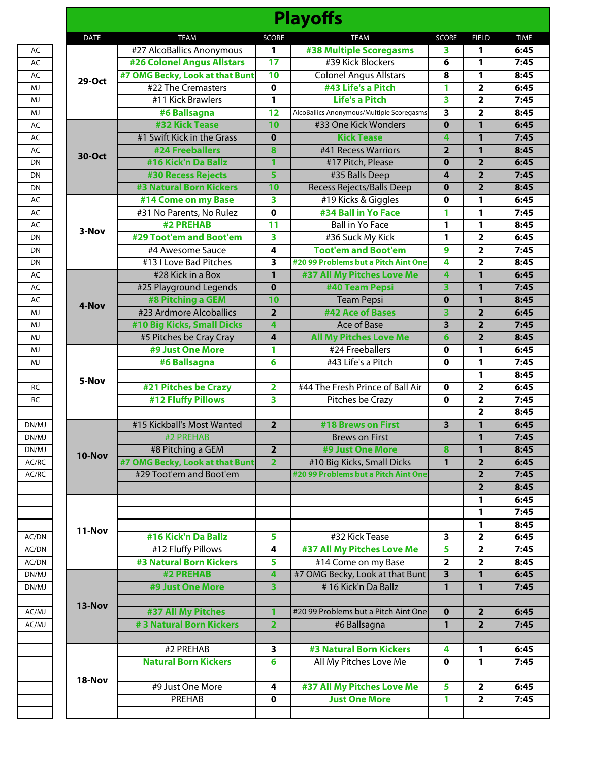# Playoffs

| | DATE | TEAM | SCORE | TEAM | SCORE | FIELD | TIME |
|---|---|---|---|---|---|---|---|
| AC | 29-Oct | #27 AlcoBallics Anonymous | 1 | **#38 Multiple Scoregasms** | 3 | 1 | 6:45 |
| AC | | **#26 Colonel Angus Allstars** | 17 | #39 Kick Blockers | 6 | 1 | 7:45 |
| AC | | **#7 OMG Becky, Look at that Bunt** | 10 | Colonel Angus Allstars | 8 | 1 | 8:45 |
| MJ | | #22 The Cremasters | 0 | **#43 Life's a Pitch** | 1 | 2 | 6:45 |
| MJ | | #11 Kick Brawlers | 1 | **Life's a Pitch** | 3 | 2 | 7:45 |
| MJ | | **#6 Ballsagna** | 12 | AlcoBallics Anonymous/Multiple Scoregasms | 3 | 2 | 8:45 |
| AC | 30-Oct | **#32 Kick Tease** | 10 | #33 One Kick Wonders | 0 | 1 | 6:45 |
| AC | | #1 Swift Kick in the Grass | 0 | **Kick Tease** | 4 | 1 | 7:45 |
| AC | | **#24 Freeballers** | 8 | #41 Recess Warriors | 2 | 1 | 8:45 |
| DN | | **#16 Kick'n Da Ballz** | 1 | #17 Pitch, Please | 0 | 2 | 6:45 |
| DN | | **#30 Recess Rejects** | 5 | #35 Balls Deep | 4 | 2 | 7:45 |
| DN | | **#3 Natural Born Kickers** | 10 | Recess Rejects/Balls Deep | 0 | 2 | 8:45 |
| AC | 3-Nov | **#14 Come on my Base** | 3 | #19 Kicks & Giggles | 0 | 1 | 6:45 |
| AC | | #31 No Parents, No Rulez | 0 | **#34 Ball in Yo Face** | 1 | 1 | 7:45 |
| AC | | **#2 PREHAB** | 11 | Ball in Yo Face | 1 | 1 | 8:45 |
| DN | | **#29 Toot'em and Boot'em** | 3 | #36 Suck My Kick | 1 | 2 | 6:45 |
| DN | | #4 Awesome Sauce | 4 | **Toot'em and Boot'em** | 9 | 2 | 7:45 |
| DN | | #13 I Love Bad Pitches | 3 | **#20 99 Problems but a Pitch Aint One** | 4 | 2 | 8:45 |
| AC | 4-Nov | #28 Kick in a Box | 1 | **#37 All My Pitches Love Me** | 4 | 1 | 6:45 |
| AC | | #25 Playground Legends | 0 | **#40 Team Pepsi** | 3 | 1 | 7:45 |
| AC | | **#8 Pitching a GEM** | 10 | Team Pepsi | 0 | 1 | 8:45 |
| MJ | | #23 Ardmore Alcoballics | 2 | **#42 Ace of Bases** | 3 | 2 | 6:45 |
| MJ | | **#10 Big Kicks, Small Dicks** | 4 | Ace of Base | 3 | 2 | 7:45 |
| MJ | | #5 Pitches be Cray Cray | 4 | **All My Pitches Love Me** | 6 | 2 | 8:45 |
| MJ | 5-Nov | **#9 Just One More** | 1 | #24 Freeballers | 0 | 1 | 6:45 |
| MJ | | **#6 Ballsagna** | 6 | #43 Life's a Pitch | 0 | 1 | 7:45 |
| | | | | | | 1 | 8:45 |
| RC | | **#21 Pitches be Crazy** | 2 | #44 The Fresh Prince of Ball Air | 0 | 2 | 6:45 |
| RC | | **#12 Fluffy Pillows** | 3 | Pitches be Crazy | 0 | 2 | 7:45 |
| | | | | | | 2 | 8:45 |
| DN/MJ | 10-Nov | #15 Kickball's Most Wanted | 2 | **#18 Brews on First** | 3 | 1 | 6:45 |
| DN/MJ | | #2 PREHAB | | Brews on First | | 1 | 7:45 |
| DN/MJ | | #8 Pitching a GEM | 2 | **#9 Just One More** | 8 | 1 | 8:45 |
| AC/RC | | **#7 OMG Becky, Look at that Bunt** | 2 | #10 Big Kicks, Small Dicks | 1 | 2 | 6:45 |
| AC/RC | | #29 Toot'em and Boot'em | | **#20 99 Problems but a Pitch Aint One** | | 2 | 7:45 |
| | | | | | | 2 | 8:45 |
| | 11-Nov | | | | | 1 | 6:45 |
| | | | | | | 1 | 7:45 |
| | | | | | | 1 | 8:45 |
| AC/DN | | **#16 Kick'n Da Ballz** | 5 | #32 Kick Tease | 3 | 2 | 6:45 |
| AC/DN | | #12 Fluffy Pillows | 4 | **#37 All My Pitches Love Me** | 5 | 2 | 7:45 |
| AC/DN | | **#3 Natural Born Kickers** | 5 | #14 Come on my Base | 2 | 2 | 8:45 |
| DN/MJ | 13-Nov | **#2 PREHAB** | 4 | #7 OMG Becky, Look at that Bunt | 3 | 1 | 6:45 |
| DN/MJ | | **#9 Just One More** | 3 | # 16 Kick'n Da Ballz | 1 | 1 | 7:45 |
| | | | | | | | |
| AC/MJ | | **#37 All My Pitches** | 1 | #20 99 Problems but a Pitch Aint One | 0 | 2 | 6:45 |
| AC/MJ | | **# 3 Natural Born Kickers** | 2 | #6 Ballsagna | 1 | 2 | 7:45 |
| | | | | | | | |
| | 18-Nov | #2 PREHAB | 3 | **#3 Natural Born Kickers** | 4 | 1 | 6:45 |
| | | **Natural Born Kickers** | 6 | All My Pitches Love Me | 0 | 1 | 7:45 |
| | | | | | | | |
| | | #9 Just One More | 4 | **#37 All My Pitches Love Me** | 5 | 2 | 6:45 |
| | | PREHAB | 0 | **Just One More** | 1 | 2 | 7:45 |
| | | | | | | | |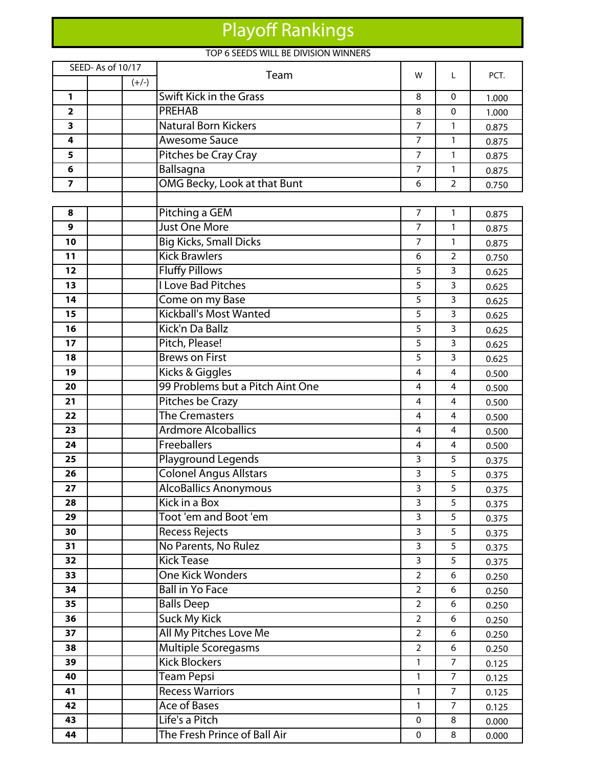# Playoff Rankings

TOP 6 SEEDS WILL BE DIVISION WINNERS

| SEED- As of 10/17 | | | Team | W | L | PCT. |
|---|---|---|---|---|---|---|
| | | (+/-) | | | | |
| 1 | | | Swift Kick in the Grass | 8 | 0 | 1.000 |
| 2 | | | PREHAB | 8 | 0 | 1.000 |
| 3 | | | Natural Born Kickers | 7 | 1 | 0.875 |
| 4 | | | Awesome Sauce | 7 | 1 | 0.875 |
| 5 | | | Pitches be Cray Cray | 7 | 1 | 0.875 |
| 6 | | | Ballsagna | 7 | 1 | 0.875 |
| 7 | | | OMG Becky, Look at that Bunt | 6 | 2 | 0.750 |
| | | | | | | |
| 8 | | | Pitching a GEM | 7 | 1 | 0.875 |
| 9 | | | Just One More | 7 | 1 | 0.875 |
| 10 | | | Big Kicks, Small Dicks | 7 | 1 | 0.875 |
| 11 | | | Kick Brawlers | 6 | 2 | 0.750 |
| 12 | | | Fluffy Pillows | 5 | 3 | 0.625 |
| 13 | | | I Love Bad Pitches | 5 | 3 | 0.625 |
| 14 | | | Come on my Base | 5 | 3 | 0.625 |
| 15 | | | Kickball's Most Wanted | 5 | 3 | 0.625 |
| 16 | | | Kick'n Da Ballz | 5 | 3 | 0.625 |
| 17 | | | Pitch, Please! | 5 | 3 | 0.625 |
| 18 | | | Brews on First | 5 | 3 | 0.625 |
| 19 | | | Kicks & Giggles | 4 | 4 | 0.500 |
| 20 | | | 99 Problems but a Pitch Aint One | 4 | 4 | 0.500 |
| 21 | | | Pitches be Crazy | 4 | 4 | 0.500 |
| 22 | | | The Cremasters | 4 | 4 | 0.500 |
| 23 | | | Ardmore Alcoballics | 4 | 4 | 0.500 |
| 24 | | | Freeballers | 4 | 4 | 0.500 |
| 25 | | | Playground Legends | 3 | 5 | 0.375 |
| 26 | | | Colonel Angus Allstars | 3 | 5 | 0.375 |
| 27 | | | AlcoBallics Anonymous | 3 | 5 | 0.375 |
| 28 | | | Kick in a Box | 3 | 5 | 0.375 |
| 29 | | | Toot 'em and Boot 'em | 3 | 5 | 0.375 |
| 30 | | | Recess Rejects | 3 | 5 | 0.375 |
| 31 | | | No Parents, No Rulez | 3 | 5 | 0.375 |
| 32 | | | Kick Tease | 3 | 5 | 0.375 |
| 33 | | | One Kick Wonders | 2 | 6 | 0.250 |
| 34 | | | Ball in Yo Face | 2 | 6 | 0.250 |
| 35 | | | Balls Deep | 2 | 6 | 0.250 |
| 36 | | | Suck My Kick | 2 | 6 | 0.250 |
| 37 | | | All My Pitches Love Me | 2 | 6 | 0.250 |
| 38 | | | Multiple Scoregasms | 2 | 6 | 0.250 |
| 39 | | | Kick Blockers | 1 | 7 | 0.125 |
| 40 | | | Team Pepsi | 1 | 7 | 0.125 |
| 41 | | | Recess Warriors | 1 | 7 | 0.125 |
| 42 | | | Ace of Bases | 1 | 7 | 0.125 |
| 43 | | | Life's a Pitch | 0 | 8 | 0.000 |
| 44 | | | The Fresh Prince of Ball Air | 0 | 8 | 0.000 |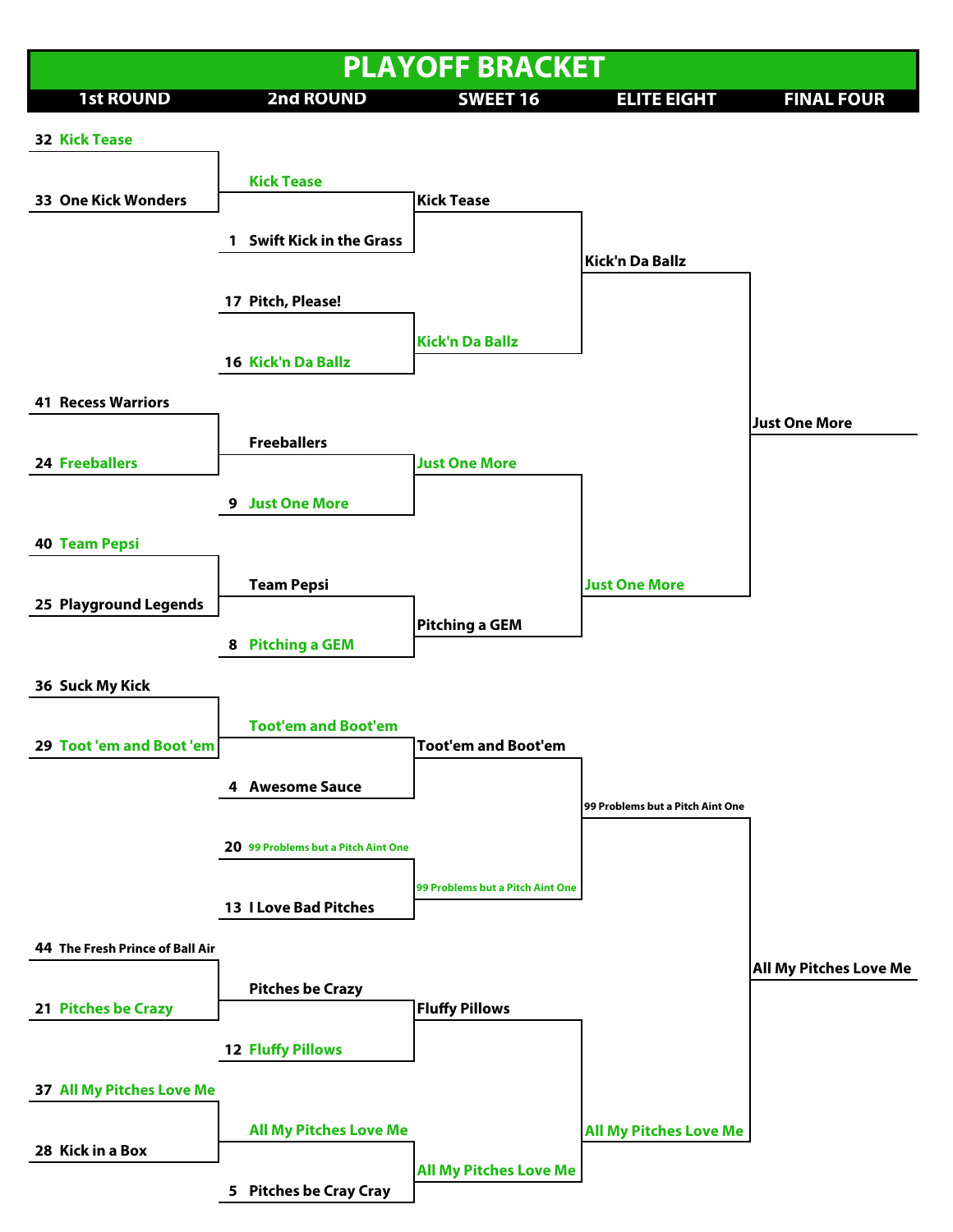# PLAYOFF BRACKET

| 1st ROUND | 2nd ROUND | SWEET 16 | ELITE EIGHT | FINAL FOUR |
|---|---|---|---|---|
| 32 Kick Tease | | | | |
| 33 One Kick Wonders | Kick Tease | Kick Tease | | |
| | 1 Swift Kick in the Grass | | Kick'n Da Ballz | |
| | 17 Pitch, Please! | Kick'n Da Ballz | | |
| | 16 Kick'n Da Ballz | | | |
| 41 Recess Warriors | | | | Just One More |
| 24 Freeballers | Freeballers | Just One More | | |
| | 9 Just One More | | | |
| 40 Team Pepsi | | | | |
| 25 Playground Legends | Team Pepsi | Pitching a GEM | Just One More | |
| | 8 Pitching a GEM | | | |
| 36 Suck My Kick | | | | |
| 29 Toot 'em and Boot 'em | Toot'em and Boot'em | Toot'em and Boot'em | | |
| | 4 Awesome Sauce | | 99 Problems but a Pitch Aint One | |
| | 20 99 Problems but a Pitch Aint One | 99 Problems but a Pitch Aint One | | |
| | 13 I Love Bad Pitches | | | |
| 44 The Fresh Prince of Ball Air | | | | All My Pitches Love Me |
| 21 Pitches be Crazy | Pitches be Crazy | Fluffy Pillows | | |
| | 12 Fluffy Pillows | | | |
| 37 All My Pitches Love Me | | | | |
| 28 Kick in a Box | All My Pitches Love Me | All My Pitches Love Me | All My Pitches Love Me | |
| | 5 Pitches be Cray Cray | | | |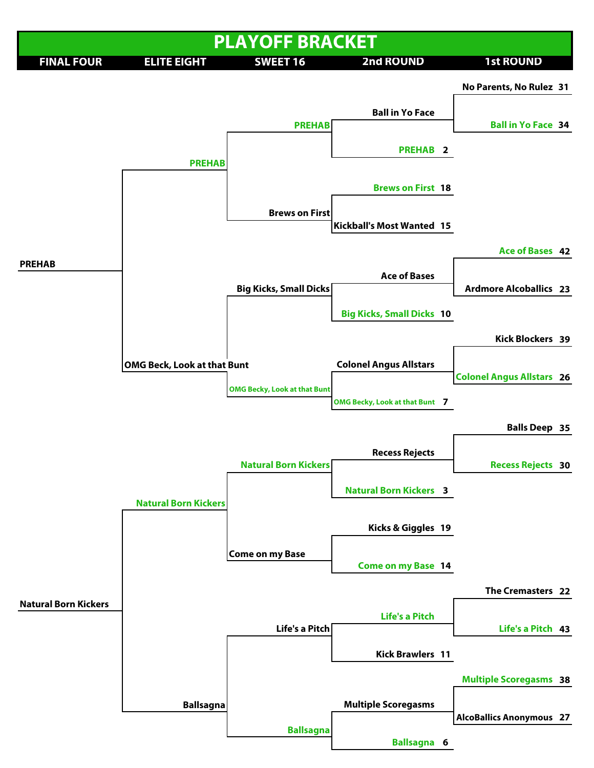# PLAYOFF BRACKET

| FINAL FOUR | ELITE EIGHT | SWEET 16 | 2nd ROUND | 1st ROUND |
|---|---|---|---|---|
| | | | | No Parents, No Rulez 31 |
| | | | Ball in Yo Face | Ball in Yo Face 34 |
| | | PREHAB | PREHAB 2 | |
| | PREHAB | | | |
| | | | Brews on First 18 | |
| | | Brews on First | Kickball's Most Wanted 15 | |
| PREHAB | | | | Ace of Bases 42 |
| | | | Ace of Bases | Ardmore Alcoballics 23 |
| | | Big Kicks, Small Dicks | Big Kicks, Small Dicks 10 | |
| | | | | Kick Blockers 39 |
| | OMG Beck, Look at that Bunt | | Colonel Angus Allstars | Colonel Angus Allstars 26 |
| | | OMG Becky, Look at that Bunt | OMG Becky, Look at that Bunt 7 | |
| | | | | Balls Deep 35 |
| | | | Recess Rejects | Recess Rejects 30 |
| | | Natural Born Kickers | Natural Born Kickers 3 | |
| | Natural Born Kickers | | | |
| | | | Kicks & Giggles 19 | |
| | | Come on my Base | Come on my Base 14 | |
| Natural Born Kickers | | | | The Cremasters 22 |
| | | | Life's a Pitch | Life's a Pitch 43 |
| | | Life's a Pitch | Kick Brawlers 11 | |
| | | | | Multiple Scoregasms 38 |
| | Ballsagna | | Multiple Scoregasms | AlcoBallics Anonymous 27 |
| | | Ballsagna | Ballsagna 6 | |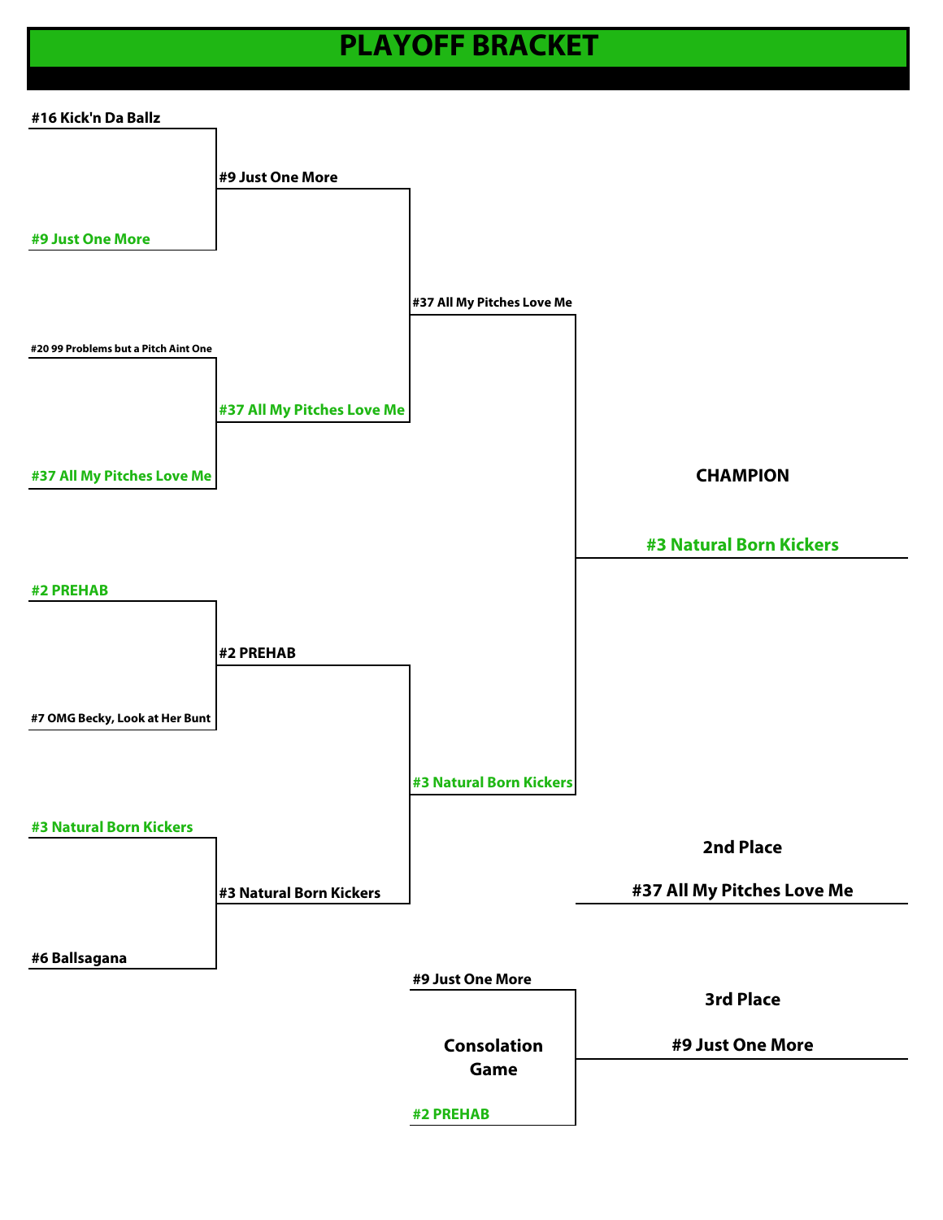# PLAYOFF BRACKET

#16 Kick'n Da Ballz

#9 Just One More

#9 Just One More

#37 All My Pitches Love Me

#20 99 Problems but a Pitch Aint One

#37 All My Pitches Love Me

#37 All My Pitches Love Me

**CHAMPION**

**#3 Natural Born Kickers**

#2 PREHAB

#2 PREHAB

#7 OMG Becky, Look at Her Bunt

#3 Natural Born Kickers

#3 Natural Born Kickers

**2nd Place**

**#37 All My Pitches Love Me**

#3 Natural Born Kickers

#6 Ballsagana

#9 Just One More

**Consolation Game**

**3rd Place**

**#9 Just One More**

#2 PREHAB